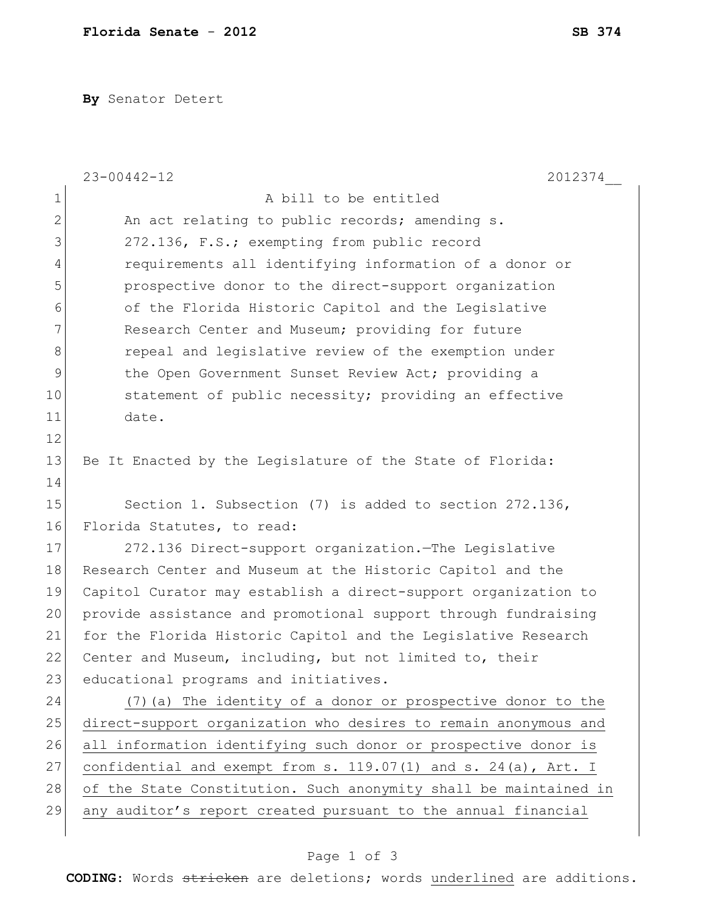**By** Senator Detert

23-00442-12 2012374__

A bill to be entitled

An act relating to public records; amending s. 272.136, F.S.; exempting from public record requirements all identifying information of a donor or prospective donor to the direct-support organization of the Florida Historic Capitol and the Legislative Research Center and Museum; providing for future repeal and legislative review of the exemption under the Open Government Sunset Review Act; providing a statement of public necessity; providing an effective date.

Be It Enacted by the Legislature of the State of Florida:

Section 1. Subsection (7) is added to section 272.136, Florida Statutes, to read:

272.136 Direct-support organization.—The Legislative Research Center and Museum at the Historic Capitol and the Capitol Curator may establish a direct-support organization to provide assistance and promotional support through fundraising for the Florida Historic Capitol and the Legislative Research Center and Museum, including, but not limited to, their educational programs and initiatives.

<u>(7)(a) The identity of a donor or prospective donor to the direct-support organization who desires to remain anonymous and all information identifying such donor or prospective donor is confidential and exempt from s. 119.07(1) and s. 24(a), Art. I of the State Constitution. Such anonymity shall be maintained in any auditor's report created pursuant to the annual financial</u>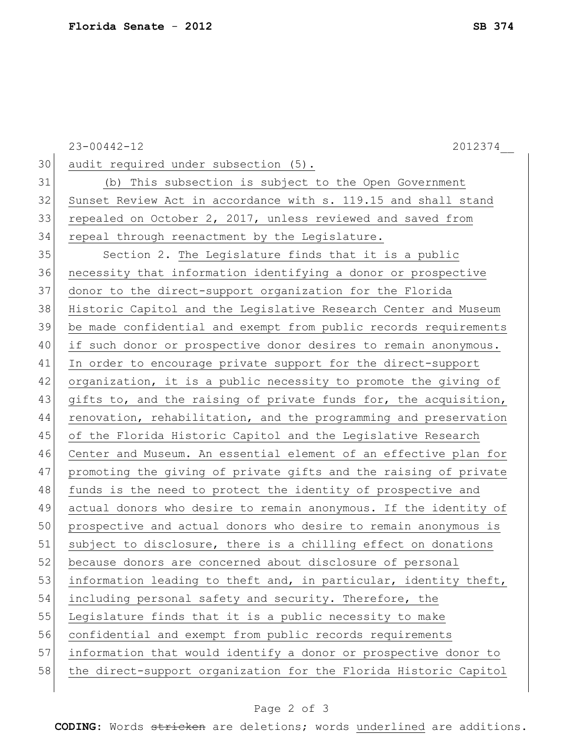23-00442-12 2012374__

30 audit required under subsection (5).

31 (b) This subsection is subject to the Open Government
32 Sunset Review Act in accordance with s. 119.15 and shall stand
33 repealed on October 2, 2017, unless reviewed and saved from
34 repeal through reenactment by the Legislature.

35 Section 2. The Legislature finds that it is a public
36 necessity that information identifying a donor or prospective
37 donor to the direct-support organization for the Florida
38 Historic Capitol and the Legislative Research Center and Museum
39 be made confidential and exempt from public records requirements
40 if such donor or prospective donor desires to remain anonymous.
41 In order to encourage private support for the direct-support
42 organization, it is a public necessity to promote the giving of
43 gifts to, and the raising of private funds for, the acquisition,
44 renovation, rehabilitation, and the programming and preservation
45 of the Florida Historic Capitol and the Legislative Research
46 Center and Museum. An essential element of an effective plan for
47 promoting the giving of private gifts and the raising of private
48 funds is the need to protect the identity of prospective and
49 actual donors who desire to remain anonymous. If the identity of
50 prospective and actual donors who desire to remain anonymous is
51 subject to disclosure, there is a chilling effect on donations
52 because donors are concerned about disclosure of personal
53 information leading to theft and, in particular, identity theft,
54 including personal safety and security. Therefore, the
55 Legislature finds that it is a public necessity to make
56 confidential and exempt from public records requirements
57 information that would identify a donor or prospective donor to
58 the direct-support organization for the Florida Historic Capitol

CODING: Words stricken are deletions; words underlined are additions.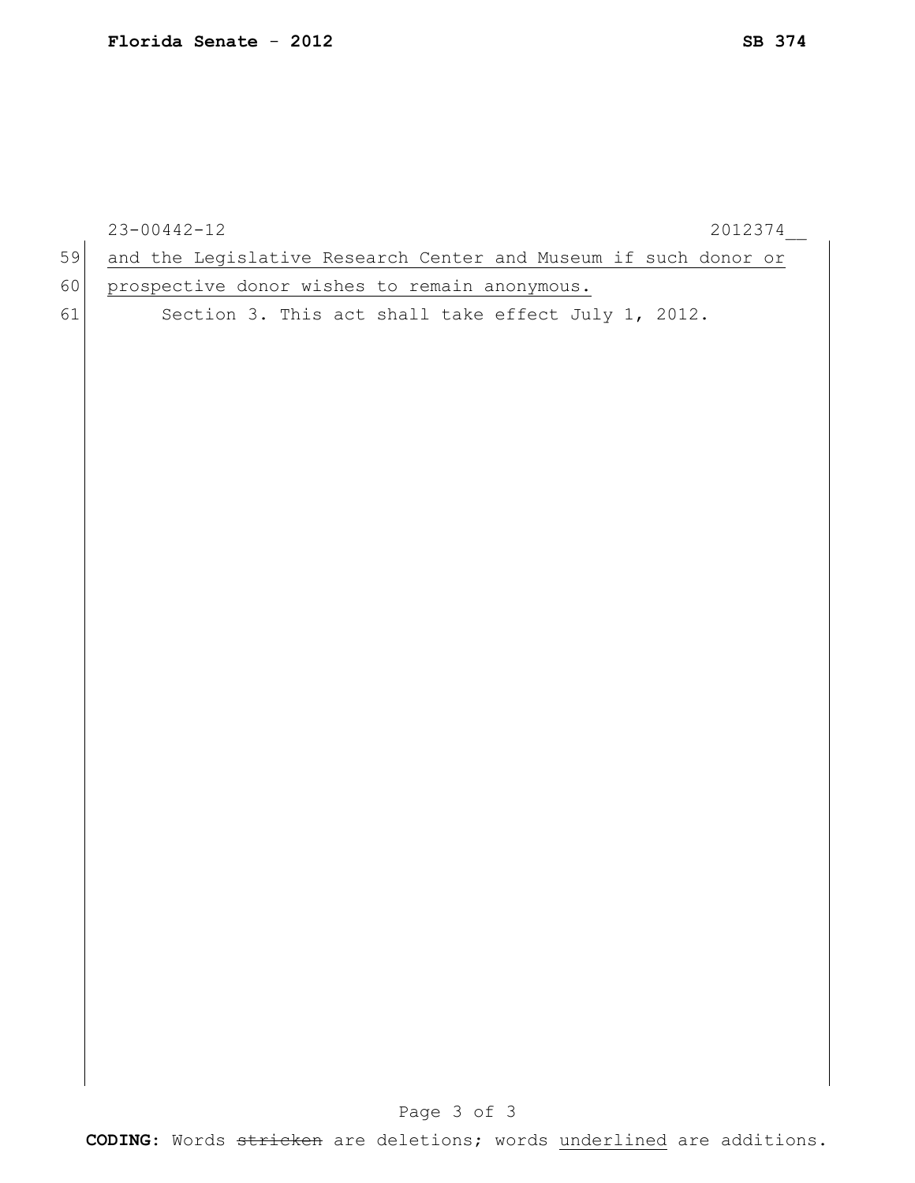23-00442-12 2012374__

59 and the Legislative Research Center and Museum if such donor or

60 prospective donor wishes to remain anonymous.

61 Section 3. This act shall take effect July 1, 2012.

**CODING:** Words ~~stricken~~ are deletions; words <u>underlined</u> are additions.